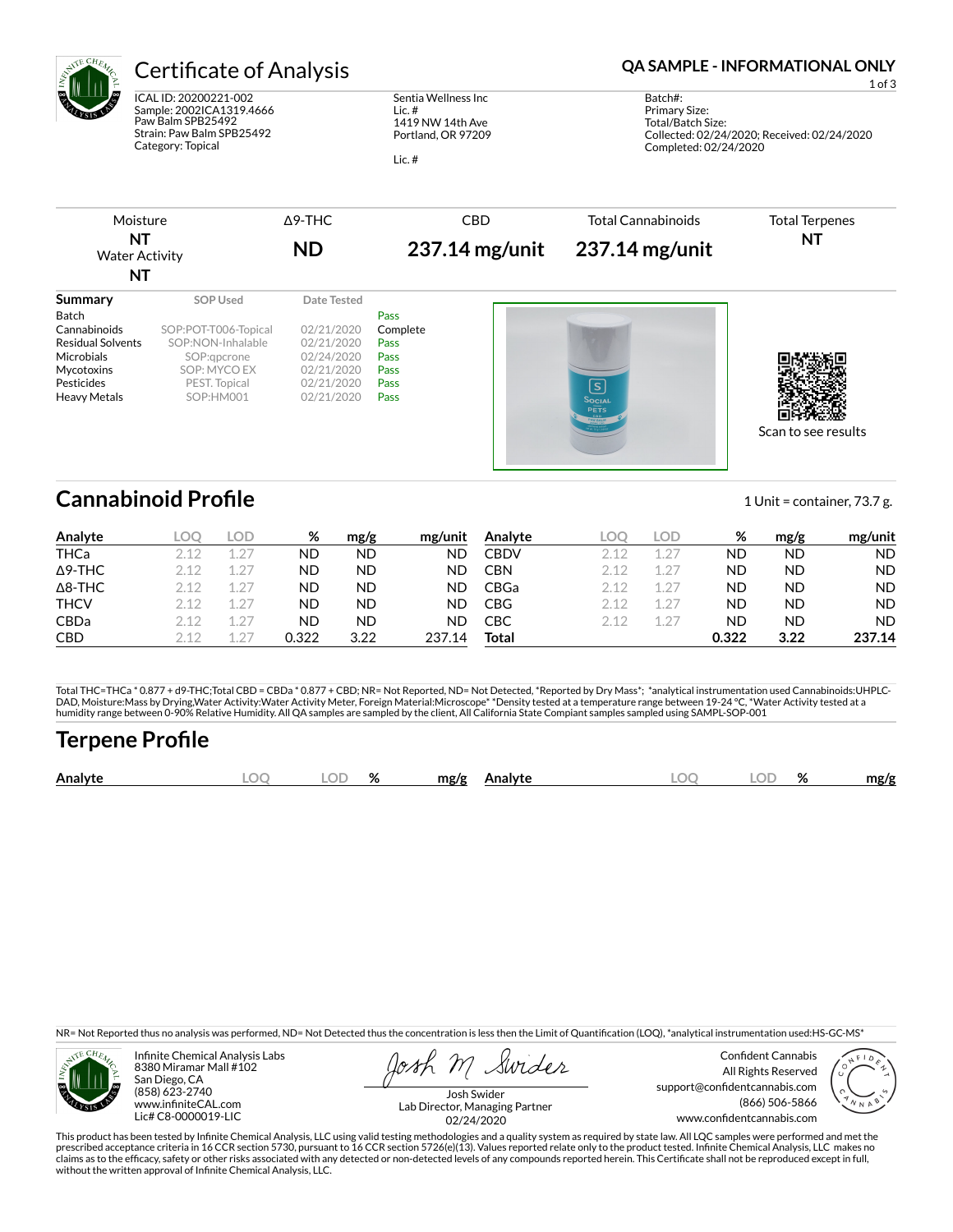# Certificate of Analysis

**QA SAMPLE - INFORMATIONAL ONLY**

ICAL ID: 20200221-002
Sample: 2002ICA1319.4666
Paw Balm SPB25492
Strain: Paw Balm SPB25492
Category: Topical

Sentia Wellness Inc
Lic. #
1419 NW 14th Ave
Portland, OR 97209

Lic. #

Batch#:
Primary Size:
Total/Batch Size:
Collected: 02/24/2020; Received: 02/24/2020
Completed: 02/24/2020

| Moisture | Δ9-THC | CBD | Total Cannabinoids | Total Terpenes |
|---|---|---|---|---|
| **NT** | **ND** | **237.14 mg/unit** | **237.14 mg/unit** | **NT** |
| Water Activity **NT** | | | | |

## Summary

| | SOP Used | Date Tested | |
|---|---|---|---|
| Batch | | | Pass |
| Cannabinoids | SOP:POT-T006-Topical | 02/21/2020 | Complete |
| Residual Solvents | SOP:NON-Inhalable | 02/21/2020 | Pass |
| Microbials | SOP:qpcrone | 02/24/2020 | Pass |
| Mycotoxins | SOP: MYCO EX | 02/21/2020 | Pass |
| Pesticides | PEST. Topical | 02/21/2020 | Pass |
| Heavy Metals | SOP:HM001 | 02/21/2020 | Pass |

Scan to see results

## Cannabinoid Profile

1 Unit = container, 73.7 g.

| Analyte | LOQ | LOD | % | mg/g | mg/unit | Analyte | LOQ | LOD | % | mg/g | mg/unit |
|---|---|---|---|---|---|---|---|---|---|---|---|
| THCa | 2.12 | 1.27 | ND | ND | ND | CBDV | 2.12 | 1.27 | ND | ND | ND |
| Δ9-THC | 2.12 | 1.27 | ND | ND | ND | CBN | 2.12 | 1.27 | ND | ND | ND |
| Δ8-THC | 2.12 | 1.27 | ND | ND | ND | CBGa | 2.12 | 1.27 | ND | ND | ND |
| THCV | 2.12 | 1.27 | ND | ND | ND | CBG | 2.12 | 1.27 | ND | ND | ND |
| CBDa | 2.12 | 1.27 | ND | ND | ND | CBC | 2.12 | 1.27 | ND | ND | ND |
| CBD | 2.12 | 1.27 | 0.322 | 3.22 | 237.14 | **Total** | | | **0.322** | **3.22** | **237.14** |

Total THC=THCa * 0.877 + d9-THC;Total CBD = CBDa * 0.877 + CBD; NR= Not Reported, ND= Not Detected, *Reported by Dry Mass*; *analytical instrumentation used Cannabinoids:UHPLC-DAD, Moisture:Mass by Drying,Water Activity:Water Activity Meter, Foreign Material:Microscope* *Density tested at a temperature range between 19-24 °C, *Water Activity tested at a humidity range between 0-90% Relative Humidity. All QA samples are sampled by the client, All California State Compiant samples sampled using SAMPL-SOP-001

## Terpene Profile

| Analyte | LOQ | LOD | % | mg/g | Analyte | LOQ | LOD | % | mg/g |
|---|---|---|---|---|---|---|---|---|---|

NR= Not Reported thus no analysis was performed, ND= Not Detected thus the concentration is less then the Limit of Quantification (LOQ), *analytical instrumentation used:HS-GC-MS*

Infinite Chemical Analysis Labs
8380 Miramar Mall #102
San Diego, CA
(858) 623-2740
www.infiniteCAL.com
Lic# C8-0000019-LIC

Josh Swider
Lab Director, Managing Partner
02/24/2020

Confident Cannabis
All Rights Reserved
support@confidentcannabis.com
(866) 506-5866
www.confidentcannabis.com

This product has been tested by Infinite Chemical Analysis, LLC using valid testing methodologies and a quality system as required by state law. All LQC samples were performed and met the prescribed acceptance criteria in 16 CCR section 5730, pursuant to 16 CCR section 5726(e)(13). Values reported relate only to the product tested. Infinite Chemical Analysis, LLC makes no claims as to the efficacy, safety or other risks associated with any detected or non-detected levels of any compounds reported herein. This Certificate shall not be reproduced except in full, without the written approval of Infinite Chemical Analysis, LLC.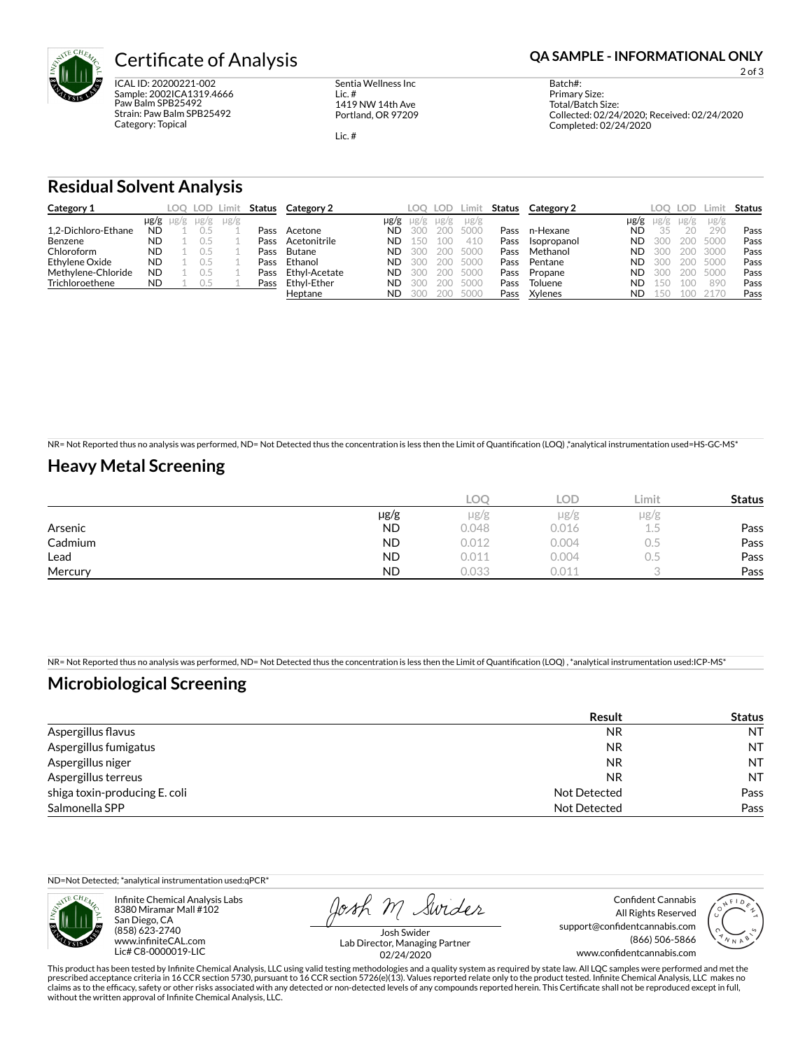# Certificate of Analysis

**QA SAMPLE - INFORMATIONAL ONLY**

ICAL ID: 20200221-002
Sample: 2002ICA1319.4666
Paw Balm SPB25492
Strain: Paw Balm SPB25492
Category: Topical

Sentia Wellness Inc
Lic. #
1419 NW 14th Ave
Portland, OR 97209

Lic. #

Batch#:
Primary Size:
Total/Batch Size:
Collected: 02/24/2020; Received: 02/24/2020
Completed: 02/24/2020

## Residual Solvent Analysis

| Category 1 | μg/g | LOQ μg/g | LOD μg/g | Limit μg/g | Status |
|---|---|---|---|---|---|
| 1,2-Dichloro-Ethane | ND | 1 | 0.5 | 1 | Pass |
| Benzene | ND | 1 | 0.5 | 1 | Pass |
| Chloroform | ND | 1 | 0.5 | 1 | Pass |
| Ethylene Oxide | ND | 1 | 0.5 | 1 | Pass |
| Methylene-Chloride | ND | 1 | 0.5 | 1 | Pass |
| Trichloroethene | ND | 1 | 0.5 | 1 | Pass |

| Category 2 | μg/g | LOQ μg/g | LOD μg/g | Limit μg/g | Status |
|---|---|---|---|---|---|
| Acetone | ND | 300 | 200 | 5000 | Pass |
| Acetonitrile | ND | 150 | 100 | 410 | Pass |
| Butane | ND | 300 | 200 | 5000 | Pass |
| Ethanol | ND | 300 | 200 | 5000 | Pass |
| Ethyl-Acetate | ND | 300 | 200 | 5000 | Pass |
| Ethyl-Ether | ND | 300 | 200 | 5000 | Pass |
| Heptane | ND | 300 | 200 | 5000 | Pass |
| n-Hexane | ND | 35 | 20 | 290 | Pass |
| Isopropanol | ND | 300 | 200 | 5000 | Pass |
| Methanol | ND | 300 | 200 | 3000 | Pass |
| Pentane | ND | 300 | 200 | 5000 | Pass |
| Propane | ND | 300 | 200 | 5000 | Pass |
| Toluene | ND | 150 | 100 | 890 | Pass |
| Xylenes | ND | 150 | 100 | 2170 | Pass |

NR= Not Reported thus no analysis was performed, ND= Not Detected thus the concentration is less then the Limit of Quantification (LOQ) ,*analytical instrumentation used=HS-GC-MS*

## Heavy Metal Screening

| | μg/g | LOQ μg/g | LOD μg/g | Limit μg/g | Status |
|---|---|---|---|---|---|
| Arsenic | ND | 0.048 | 0.016 | 1.5 | Pass |
| Cadmium | ND | 0.012 | 0.004 | 0.5 | Pass |
| Lead | ND | 0.011 | 0.004 | 0.5 | Pass |
| Mercury | ND | 0.033 | 0.011 | 3 | Pass |

NR= Not Reported thus no analysis was performed, ND= Not Detected thus the concentration is less then the Limit of Quantification (LOQ) , *analytical instrumentation used:ICP-MS*

## Microbiological Screening

| | Result | Status |
|---|---|---|
| Aspergillus flavus | NR | NT |
| Aspergillus fumigatus | NR | NT |
| Aspergillus niger | NR | NT |
| Aspergillus terreus | NR | NT |
| shiga toxin-producing E. coli | Not Detected | Pass |
| Salmonella SPP | Not Detected | Pass |

ND=Not Detected; *analytical instrumentation used:qPCR*

Infinite Chemical Analysis Labs
8380 Miramar Mall #102
San Diego, CA
(858) 623-2740
www.infiniteCAL.com
Lic# C8-0000019-LIC

Josh Swider
Lab Director, Managing Partner
02/24/2020

Confident Cannabis
All Rights Reserved
support@confidentcannabis.com
(866) 506-5866
www.confidentcannabis.com

This product has been tested by Infinite Chemical Analysis, LLC using valid testing methodologies and a quality system as required by state law. All LQC samples were performed and met the prescribed acceptance criteria in 16 CCR section 5730, pursuant to 16 CCR section 5726(e)(13). Values reported relate only to the product tested. Infinite Chemical Analysis, LLC makes no claims as to the efficacy, safety or other risks associated with any detected or non-detected levels of any compounds reported herein. This Certificate shall not be reproduced except in full, without the written approval of Infinite Chemical Analysis, LLC.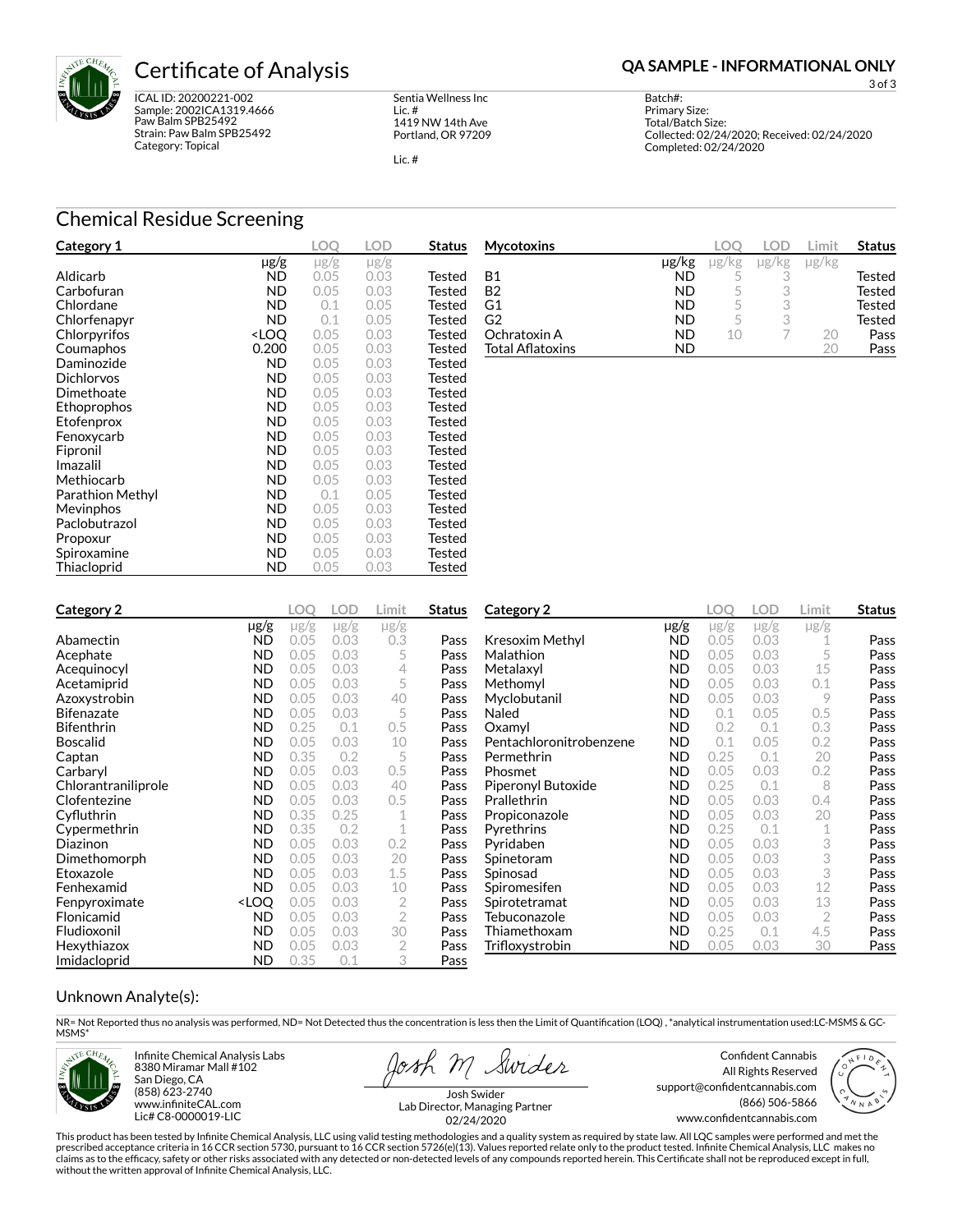# Certificate of Analysis

**QA SAMPLE - INFORMATIONAL ONLY**

ICAL ID: 20200221-002
Sample: 2002ICA1319.4666
Paw Balm SPB25492
Strain: Paw Balm SPB25492
Category: Topical

Sentia Wellness Inc
Lic. #
1419 NW 14th Ave
Portland, OR 97209

Lic. #

Batch#:
Primary Size:
Total/Batch Size:
Collected: 02/24/2020; Received: 02/24/2020
Completed: 02/24/2020

## Chemical Residue Screening

| Category 1 | µg/g | LOQ µg/g | LOD µg/g | Status |
|---|---|---|---|---|
| Aldicarb | ND | 0.05 | 0.03 | Tested |
| Carbofuran | ND | 0.05 | 0.03 | Tested |
| Chlordane | ND | 0.1 | 0.05 | Tested |
| Chlorfenapyr | ND | 0.1 | 0.05 | Tested |
| Chlorpyrifos | <LOQ | 0.05 | 0.03 | Tested |
| Coumaphos | 0.200 | 0.05 | 0.03 | Tested |
| Daminozide | ND | 0.05 | 0.03 | Tested |
| Dichlorvos | ND | 0.05 | 0.03 | Tested |
| Dimethoate | ND | 0.05 | 0.03 | Tested |
| Ethoprophos | ND | 0.05 | 0.03 | Tested |
| Etofenprox | ND | 0.05 | 0.03 | Tested |
| Fenoxycarb | ND | 0.05 | 0.03 | Tested |
| Fipronil | ND | 0.05 | 0.03 | Tested |
| Imazalil | ND | 0.05 | 0.03 | Tested |
| Methiocarb | ND | 0.05 | 0.03 | Tested |
| Parathion Methyl | ND | 0.1 | 0.05 | Tested |
| Mevinphos | ND | 0.05 | 0.03 | Tested |
| Paclobutrazol | ND | 0.05 | 0.03 | Tested |
| Propoxur | ND | 0.05 | 0.03 | Tested |
| Spiroxamine | ND | 0.05 | 0.03 | Tested |
| Thiacloprid | ND | 0.05 | 0.03 | Tested |

| Mycotoxins | µg/kg | LOQ µg/kg | LOD µg/kg | Limit µg/kg | Status |
|---|---|---|---|---|---|
| B1 | ND | 5 | 3 | | Tested |
| B2 | ND | 5 | 3 | | Tested |
| G1 | ND | 5 | 3 | | Tested |
| G2 | ND | 5 | 3 | | Tested |
| Ochratoxin A | ND | 10 | 7 | 20 | Pass |
| Total Aflatoxins | ND | | | 20 | Pass |

| Category 2 | µg/g | LOQ µg/g | LOD µg/g | Limit µg/g | Status |
|---|---|---|---|---|---|
| Abamectin | ND | 0.05 | 0.03 | 0.3 | Pass |
| Acephate | ND | 0.05 | 0.03 | 5 | Pass |
| Acequinocyl | ND | 0.05 | 0.03 | 4 | Pass |
| Acetamiprid | ND | 0.05 | 0.03 | 5 | Pass |
| Azoxystrobin | ND | 0.05 | 0.03 | 40 | Pass |
| Bifenazate | ND | 0.05 | 0.03 | 5 | Pass |
| Bifenthrin | ND | 0.25 | 0.1 | 0.5 | Pass |
| Boscalid | ND | 0.05 | 0.03 | 10 | Pass |
| Captan | ND | 0.35 | 0.2 | 5 | Pass |
| Carbaryl | ND | 0.05 | 0.03 | 0.5 | Pass |
| Chlorantraniliprole | ND | 0.05 | 0.03 | 40 | Pass |
| Clofentezine | ND | 0.05 | 0.03 | 0.5 | Pass |
| Cyfluthrin | ND | 0.35 | 0.25 | 1 | Pass |
| Cypermethrin | ND | 0.35 | 0.2 | 1 | Pass |
| Diazinon | ND | 0.05 | 0.03 | 0.2 | Pass |
| Dimethomorph | ND | 0.05 | 0.03 | 20 | Pass |
| Etoxazole | ND | 0.05 | 0.03 | 1.5 | Pass |
| Fenhexamid | ND | 0.05 | 0.03 | 10 | Pass |
| Fenpyroximate | <LOQ | 0.05 | 0.03 | 2 | Pass |
| Flonicamid | ND | 0.05 | 0.03 | 2 | Pass |
| Fludioxonil | ND | 0.05 | 0.03 | 30 | Pass |
| Hexythiazox | ND | 0.05 | 0.03 | 2 | Pass |
| Imidacloprid | ND | 0.35 | 0.1 | 3 | Pass |

| Category 2 | µg/g | LOQ µg/g | LOD µg/g | Limit µg/g | Status |
|---|---|---|---|---|---|
| Kresoxim Methyl | ND | 0.05 | 0.03 | 1 | Pass |
| Malathion | ND | 0.05 | 0.03 | 5 | Pass |
| Metalaxyl | ND | 0.05 | 0.03 | 15 | Pass |
| Methomyl | ND | 0.05 | 0.03 | 0.1 | Pass |
| Myclobutanil | ND | 0.05 | 0.03 | 9 | Pass |
| Naled | ND | 0.1 | 0.05 | 0.5 | Pass |
| Oxamyl | ND | 0.2 | 0.1 | 0.3 | Pass |
| Pentachloronitrobenzene | ND | 0.1 | 0.05 | 0.2 | Pass |
| Permethrin | ND | 0.25 | 0.1 | 20 | Pass |
| Phosmet | ND | 0.05 | 0.03 | 0.2 | Pass |
| Piperonyl Butoxide | ND | 0.25 | 0.1 | 8 | Pass |
| Prallethrin | ND | 0.05 | 0.03 | 0.4 | Pass |
| Propiconazole | ND | 0.05 | 0.03 | 20 | Pass |
| Pyrethrins | ND | 0.25 | 0.1 | 1 | Pass |
| Pyridaben | ND | 0.05 | 0.03 | 3 | Pass |
| Spinetoram | ND | 0.05 | 0.03 | 3 | Pass |
| Spinosad | ND | 0.05 | 0.03 | 3 | Pass |
| Spiromesifen | ND | 0.05 | 0.03 | 12 | Pass |
| Spirotetramat | ND | 0.05 | 0.03 | 13 | Pass |
| Tebuconazole | ND | 0.05 | 0.03 | 2 | Pass |
| Thiamethoxam | ND | 0.25 | 0.1 | 4.5 | Pass |
| Trifloxystrobin | ND | 0.05 | 0.03 | 30 | Pass |

### Unknown Analyte(s):

NR= Not Reported thus no analysis was performed, ND= Not Detected thus the concentration is less then the Limit of Quantification (LOQ) , *analytical instrumentation used:LC-MSMS & GC-MSMS*

Infinite Chemical Analysis Labs
8380 Miramar Mall #102
San Diego, CA
(858) 623-2740
www.infiniteCAL.com
Lic# C8-0000019-LIC

Josh Swider
Lab Director, Managing Partner
02/24/2020

Confident Cannabis
All Rights Reserved
support@confidentcannabis.com
(866) 506-5866
www.confidentcannabis.com

This product has been tested by Infinite Chemical Analysis, LLC using valid testing methodologies and a quality system as required by state law. All LQC samples were performed and met the prescribed acceptance criteria in 16 CCR section 5730, pursuant to 16 CCR section 5726(e)(13). Values reported relate only to the product tested. Infinite Chemical Analysis, LLC makes no claims as to the efficacy, safety or other risks associated with any detected or non-detected levels of any compounds reported herein. This Certificate shall not be reproduced except in full, without the written approval of Infinite Chemical Analysis, LLC.